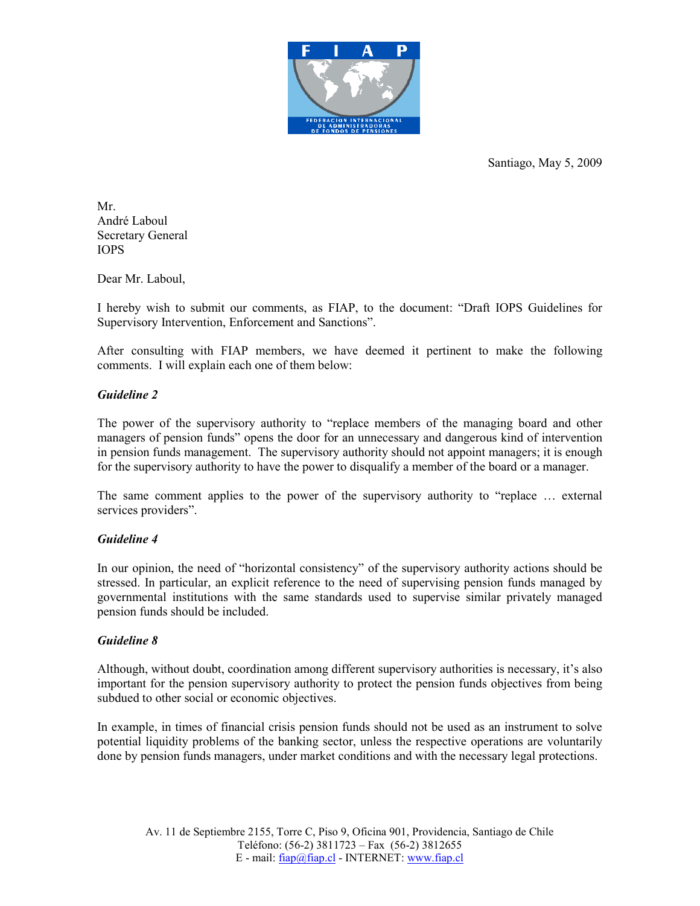FIAP

FEDERACION INTERNACIONAL DE ADMINISTRADORAS DE FONDOS DE PENSIONES

Santiago, May 5, 2009

Mr.
André Laboul
Secretary General
IOPS

Dear Mr. Laboul,

I hereby wish to submit our comments, as FIAP, to the document: "Draft IOPS Guidelines for Supervisory Intervention, Enforcement and Sanctions".

After consulting with FIAP members, we have deemed it pertinent to make the following comments. I will explain each one of them below:

***Guideline 2***

The power of the supervisory authority to "replace members of the managing board and other managers of pension funds" opens the door for an unnecessary and dangerous kind of intervention in pension funds management. The supervisory authority should not appoint managers; it is enough for the supervisory authority to have the power to disqualify a member of the board or a manager.

The same comment applies to the power of the supervisory authority to "replace … external services providers".

***Guideline 4***

In our opinion, the need of "horizontal consistency" of the supervisory authority actions should be stressed. In particular, an explicit reference to the need of supervising pension funds managed by governmental institutions with the same standards used to supervise similar privately managed pension funds should be included.

***Guideline 8***

Although, without doubt, coordination among different supervisory authorities is necessary, it's also important for the pension supervisory authority to protect the pension funds objectives from being subdued to other social or economic objectives.

In example, in times of financial crisis pension funds should not be used as an instrument to solve potential liquidity problems of the banking sector, unless the respective operations are voluntarily done by pension funds managers, under market conditions and with the necessary legal protections.

Av. 11 de Septiembre 2155, Torre C, Piso 9, Oficina 901, Providencia, Santiago de Chile
Teléfono: (56-2) 3811723 – Fax (56-2) 3812655
E - mail: fiap@fiap.cl - INTERNET: www.fiap.cl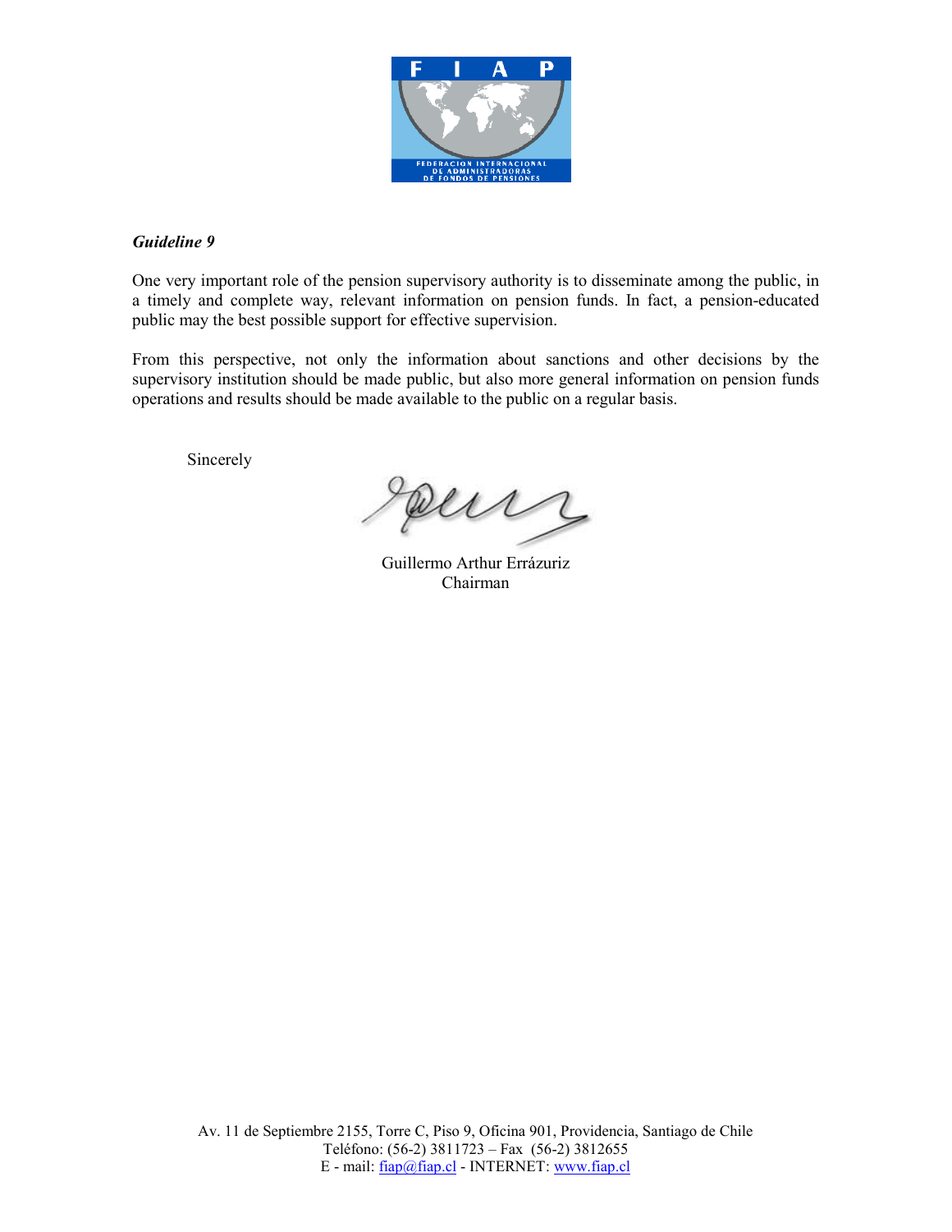***Guideline 9***

One very important role of the pension supervisory authority is to disseminate among the public, in a timely and complete way, relevant information on pension funds. In fact, a pension-educated public may the best possible support for effective supervision.

From this perspective, not only the information about sanctions and other decisions by the supervisory institution should be made public, but also more general information on pension funds operations and results should be made available to the public on a regular basis.

Sincerely

Guillermo Arthur Errázuriz
Chairman

Av. 11 de Septiembre 2155, Torre C, Piso 9, Oficina 901, Providencia, Santiago de Chile
Teléfono: (56-2) 3811723 – Fax (56-2) 3812655
E - mail: fiap@fiap.cl - INTERNET: www.fiap.cl